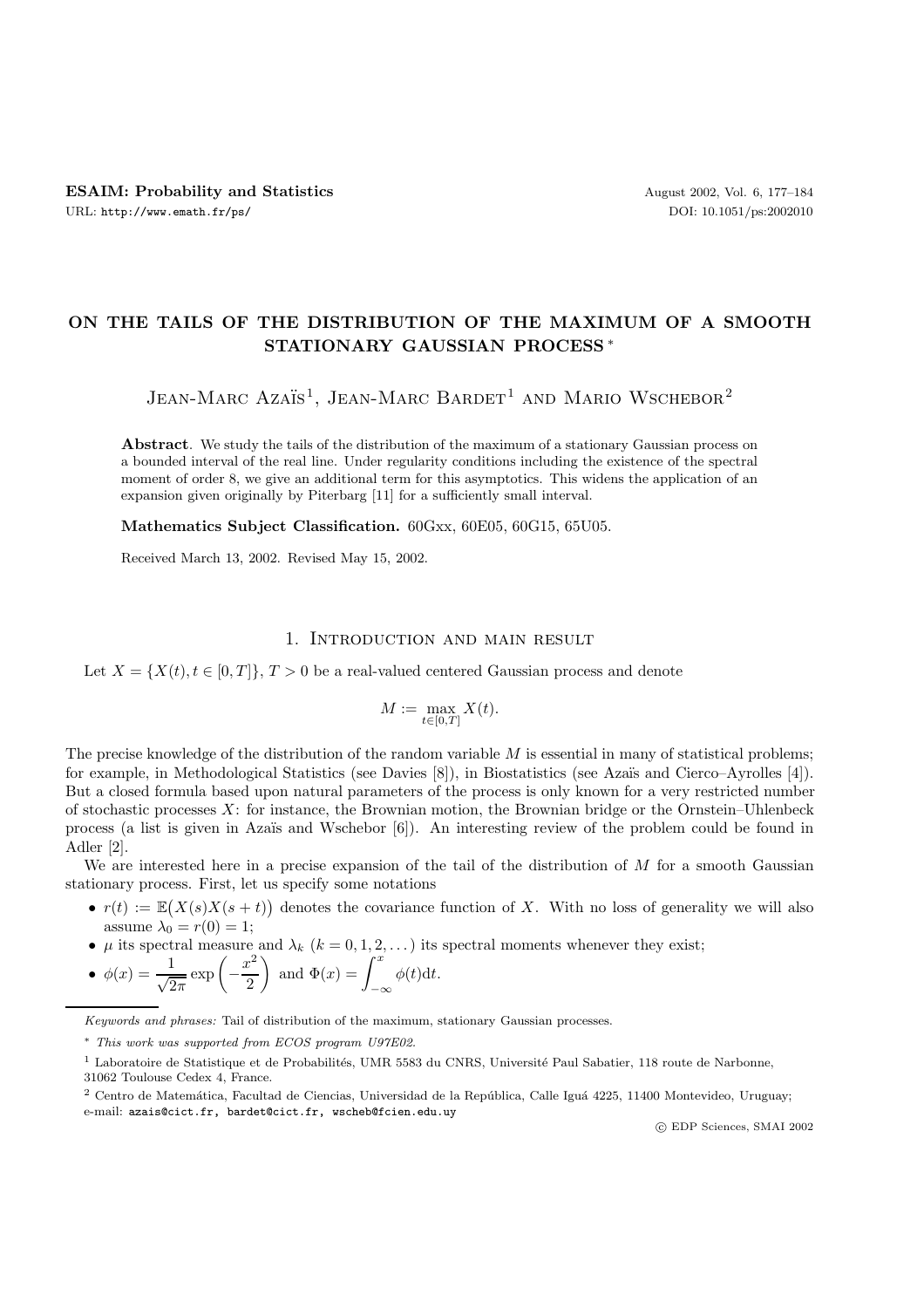# ON THE TAILS OF THE DISTRIBUTION OF THE MAXIMUM OF A SMOOTH STATIONARY GAUSSIAN PROCESS *

Jean-Marc Azaïs[1], Jean-Marc Bardet[1] and Mario Wschebor[2]

**Abstract**. We study the tails of the distribution of the maximum of a stationary Gaussian process on a bounded interval of the real line. Under regularity conditions including the existence of the spectral moment of order 8, we give an additional term for this asymptotics. This widens the application of an expansion given originally by Piterbarg [11] for a sufficiently small interval.

**Mathematics Subject Classification.** 60Gxx, 60E05, 60G15, 65U05.

Received March 13, 2002. Revised May 15, 2002.

## 1. Introduction and main result

Let $X = \{X(t), t \in [0,T]\}$, $T > 0$ be a real-valued centered Gaussian process and denote

$$M := \max_{t \in [0,T]} X(t).$$

The precise knowledge of the distribution of the random variable $M$ is essential in many of statistical problems; for example, in Methodological Statistics (see Davies [8]), in Biostatistics (see Azaïs and Cierco–Ayrolles [4]). But a closed formula based upon natural parameters of the process is only known for a very restricted number of stochastic processes $X$: for instance, the Brownian motion, the Brownian bridge or the Ornstein–Uhlenbeck process (a list is given in Azaïs and Wschebor [6]). An interesting review of the problem could be found in Adler [2].

We are interested here in a precise expansion of the tail of the distribution of $M$ for a smooth Gaussian stationary process. First, let us specify some notations

- $r(t) := \mathbb{E}\big(X(s)X(s+t)\big)$ denotes the covariance function of $X$. With no loss of generality we will also assume $\lambda_0 = r(0) = 1$;
- $\mu$ its spectral measure and $\lambda_k$ $(k = 0, 1, 2, \dots)$ its spectral moments whenever they exist;
- $\phi(x) = \dfrac{1}{\sqrt{2\pi}} \exp\left(-\dfrac{x^2}{2}\right)$ and $\Phi(x) = \displaystyle\int_{-\infty}^{x} \phi(t)\mathrm{d}t.$

---

*Keywords and phrases:* Tail of distribution of the maximum, stationary Gaussian processes.

\* *This work was supported from ECOS program U97E02.*

[1] Laboratoire de Statistique et de Probabilités, UMR 5583 du CNRS, Université Paul Sabatier, 118 route de Narbonne, 31062 Toulouse Cedex 4, France.

[2] Centro de Matemática, Facultad de Ciencias, Universidad de la República, Calle Iguá 4225, 11400 Montevideo, Uruguay; e-mail: azais@cict.fr, bardet@cict.fr, wscheb@fcien.edu.uy

© EDP Sciences, SMAI 2002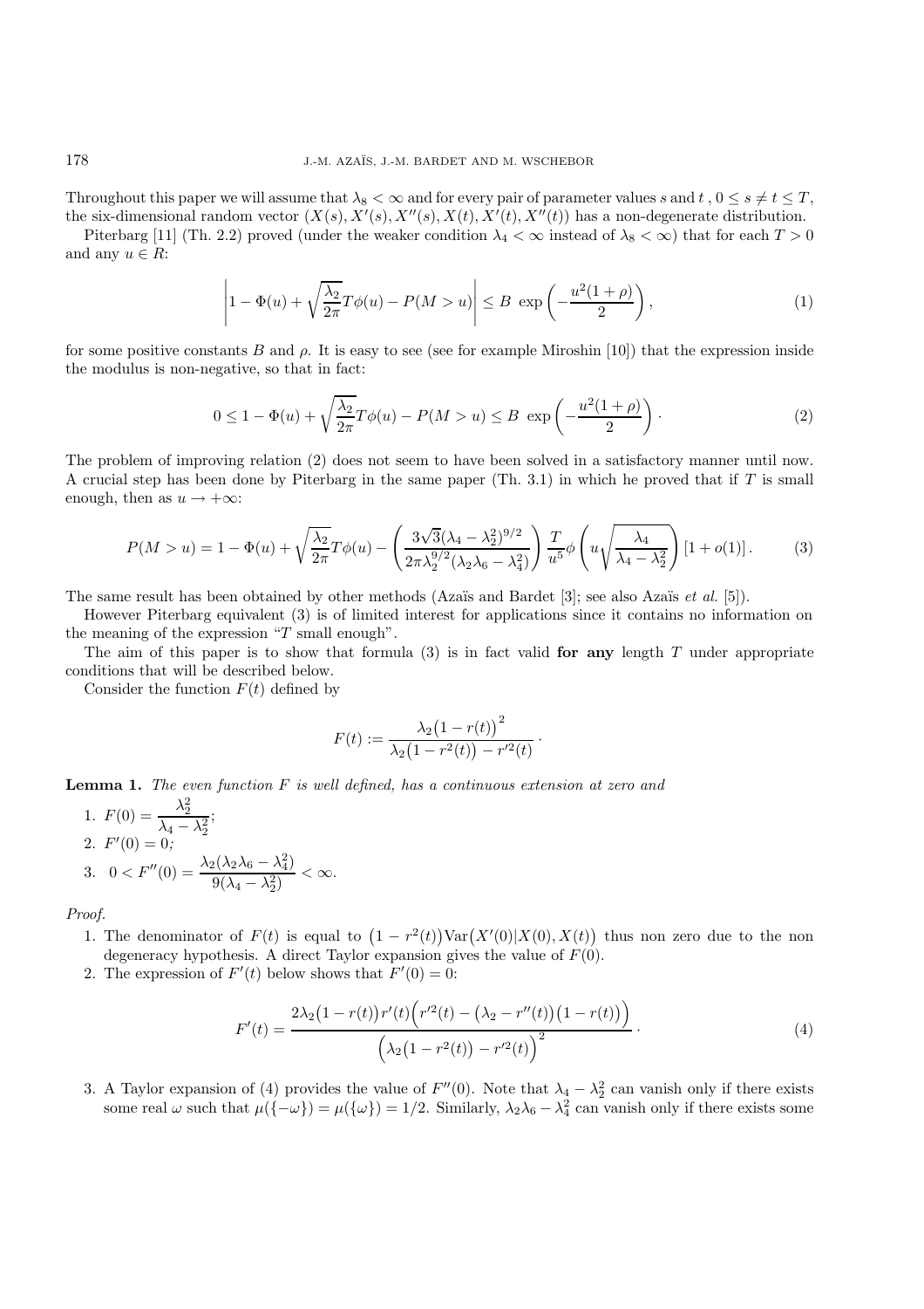Throughout this paper we will assume that $\lambda_8 < \infty$ and for every pair of parameter values $s$ and $t$ , $0 \leq s \neq t \leq T$, the six-dimensional random vector $(X(s), X'(s), X''(s), X(t), X'(t), X''(t))$ has a non-degenerate distribution.

Piterbarg [11] (Th. 2.2) proved (under the weaker condition $\lambda_4 < \infty$ instead of $\lambda_8 < \infty$) that for each $T > 0$ and any $u \in R$:

$$\left| 1 - \Phi(u) + \sqrt{\frac{\lambda_2}{2\pi}} T \phi(u) - P(M > u) \right| \leq B \, \exp\left( -\frac{u^2(1+\rho)}{2} \right), \tag{1}$$

for some positive constants $B$ and $\rho$. It is easy to see (see for example Miroshin [10]) that the expression inside the modulus is non-negative, so that in fact:

$$0 \leq 1 - \Phi(u) + \sqrt{\frac{\lambda_2}{2\pi}} T \phi(u) - P(M > u) \leq B \, \exp\left( -\frac{u^2(1+\rho)}{2} \right) \cdot \tag{2}$$

The problem of improving relation (2) does not seem to have been solved in a satisfactory manner until now. A crucial step has been done by Piterbarg in the same paper (Th. 3.1) in which he proved that if $T$ is small enough, then as $u \to +\infty$:

$$P(M > u) = 1 - \Phi(u) + \sqrt{\frac{\lambda_2}{2\pi}} T \phi(u) - \left( \frac{3\sqrt{3}(\lambda_4 - \lambda_2^2)^{9/2}}{2\pi \lambda_2^{9/2}(\lambda_2\lambda_6 - \lambda_4^2)} \right) \frac{T}{u^5} \phi\left( u\sqrt{\frac{\lambda_4}{\lambda_4 - \lambda_2^2}} \right) [1 + o(1)] \,. \tag{3}$$

The same result has been obtained by other methods (Azaïs and Bardet [3]; see also Azaïs *et al.* [5]).

However Piterbarg equivalent (3) is of limited interest for applications since it contains no information on the meaning of the expression "$T$ small enough".

The aim of this paper is to show that formula (3) is in fact valid **for any** length $T$ under appropriate conditions that will be described below.

Consider the function $F(t)$ defined by

$$F(t) := \frac{\lambda_2\big(1 - r(t)\big)^2}{\lambda_2\big(1 - r^2(t)\big) - r'^2(t)} \cdot$$

**Lemma 1.** *The even function $F$ is well defined, has a continuous extension at zero and*

1. $F(0) = \dfrac{\lambda_2^2}{\lambda_4 - \lambda_2^2}$;
2. $F'(0) = 0$;
3. $0 < F''(0) = \dfrac{\lambda_2(\lambda_2\lambda_6 - \lambda_4^2)}{9(\lambda_4 - \lambda_2^2)} < \infty$.

*Proof.*

1. The denominator of $F(t)$ is equal to $\big(1 - r^2(t)\big)\mathrm{Var}\big(X'(0)|X(0), X(t)\big)$ thus non zero due to the non degeneracy hypothesis. A direct Taylor expansion gives the value of $F(0)$.
2. The expression of $F'(t)$ below shows that $F'(0) = 0$:

$$F'(t) = \frac{2\lambda_2\big(1 - r(t)\big)r'(t)\Big(r'^2(t) - \big(\lambda_2 - r''(t)\big)\big(1 - r(t)\big)\Big)}{\Big(\lambda_2\big(1 - r^2(t)\big) - r'^2(t)\Big)^2} \cdot \tag{4}$$

3. A Taylor expansion of (4) provides the value of $F''(0)$. Note that $\lambda_4 - \lambda_2^2$ can vanish only if there exists some real $\omega$ such that $\mu(\{-\omega\}) = \mu(\{\omega\}) = 1/2$. Similarly, $\lambda_2\lambda_6 - \lambda_4^2$ can vanish only if there exists some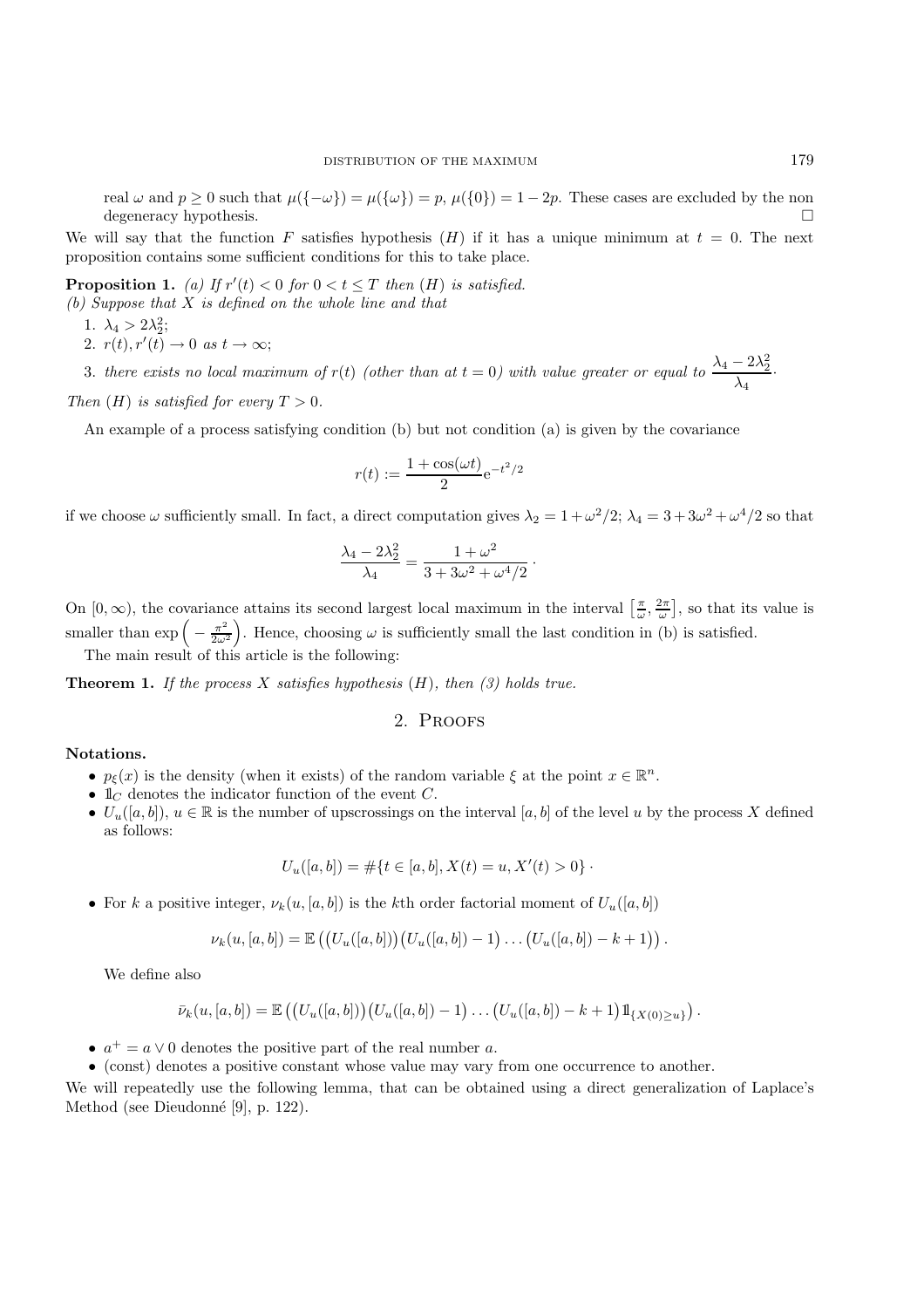real $\omega$ and $p \geq 0$ such that $\mu(\{-\omega\}) = \mu(\{\omega\}) = p$, $\mu(\{0\}) = 1 - 2p$. These cases are excluded by the non degeneracy hypothesis. $\square$

We will say that the function $F$ satisfies hypothesis $(H)$ if it has a unique minimum at $t = 0$. The next proposition contains some sufficient conditions for this to take place.

**Proposition 1.** *(a) If $r'(t) < 0$ for $0 < t \leq T$ then $(H)$ is satisfied.*
*(b) Suppose that $X$ is defined on the whole line and that*

1. $\lambda_4 > 2\lambda_2^2$;
2. $r(t), r'(t) \to 0$ *as* $t \to \infty$;
3. *there exists no local maximum of $r(t)$ (other than at $t = 0$) with value greater or equal to* $\dfrac{\lambda_4 - 2\lambda_2^2}{\lambda_4}$.

*Then $(H)$ is satisfied for every $T > 0$.*

An example of a process satisfying condition (b) but not condition (a) is given by the covariance

$$r(t) := \frac{1 + \cos(\omega t)}{2} \mathrm{e}^{-t^2/2}$$

if we choose $\omega$ sufficiently small. In fact, a direct computation gives $\lambda_2 = 1 + \omega^2/2$; $\lambda_4 = 3 + 3\omega^2 + \omega^4/2$ so that

$$\frac{\lambda_4 - 2\lambda_2^2}{\lambda_4} = \frac{1 + \omega^2}{3 + 3\omega^2 + \omega^4/2} \cdot$$

On $[0, \infty)$, the covariance attains its second largest local maximum in the interval $\left[\frac{\pi}{\omega}, \frac{2\pi}{\omega}\right]$, so that its value is smaller than $\exp\left(-\frac{\pi^2}{2\omega^2}\right)$. Hence, choosing $\omega$ is sufficiently small the last condition in (b) is satisfied.

The main result of this article is the following:

**Theorem 1.** *If the process $X$ satisfies hypothesis $(H)$, then (3) holds true.*

## 2. Proofs

**Notations.**

- $p_\xi(x)$ is the density (when it exists) of the random variable $\xi$ at the point $x \in \mathbb{R}^n$.
- $\mathbb{1}_C$ denotes the indicator function of the event $C$.
- $U_u([a, b])$, $u \in \mathbb{R}$ is the number of upscrossings on the interval $[a, b]$ of the level $u$ by the process $X$ defined as follows:

$$U_u([a, b]) = \#\{t \in [a, b], X(t) = u, X'(t) > 0\} \cdot$$

- For $k$ a positive integer, $\nu_k(u, [a, b])$ is the $k$th order factorial moment of $U_u([a, b])$

$$\nu_k(u, [a, b]) = \mathbb{E}\left(\big(U_u([a, b])\big)\big(U_u([a, b]) - 1\big) \dots \big(U_u([a, b]) - k + 1\big)\right).$$

We define also

$$\bar{\nu}_k(u, [a, b]) = \mathbb{E}\left(\big(U_u([a, b])\big)\big(U_u([a, b]) - 1\big) \dots \big(U_u([a, b]) - k + 1\big)\mathbb{1}_{\{X(0) \geq u\}}\right).$$

- $a^+ = a \vee 0$ denotes the positive part of the real number $a$.
- (const) denotes a positive constant whose value may vary from one occurrence to another.

We will repeatedly use the following lemma, that can be obtained using a direct generalization of Laplace's Method (see Dieudonné [9], p. 122).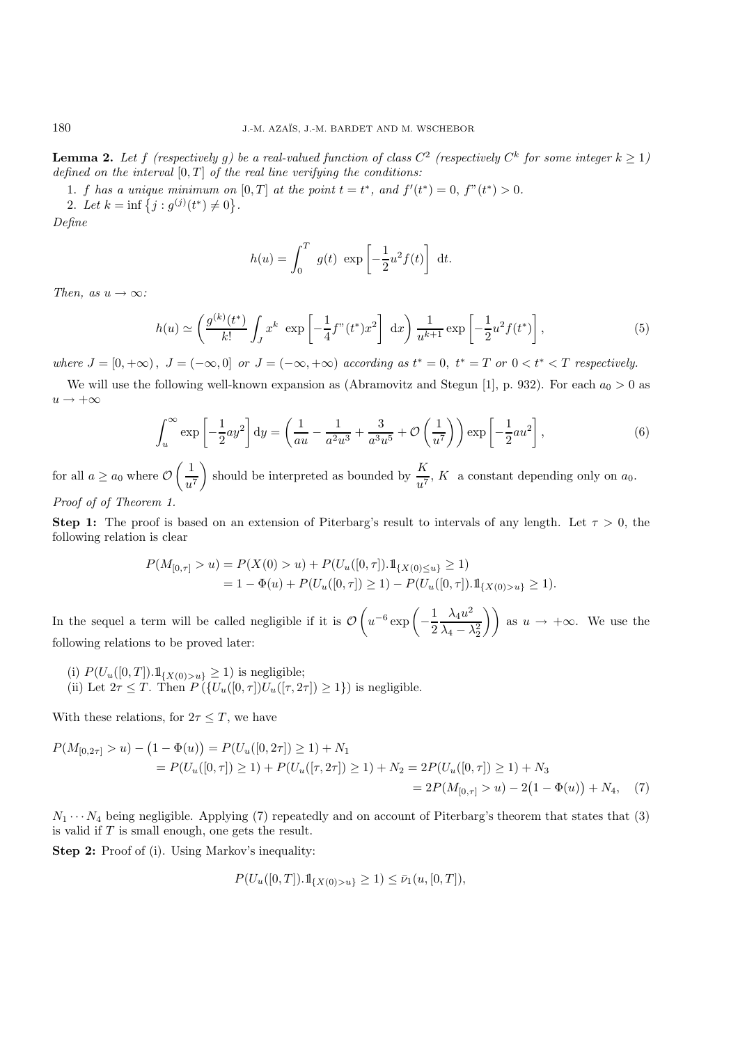**Lemma 2.** *Let $f$ (respectively $g$) be a real-valued function of class $C^2$ (respectively $C^k$ for some integer $k \geq 1$) defined on the interval $[0,T]$ of the real line verifying the conditions:*

1. *$f$ has a unique minimum on $[0,T]$ at the point $t = t^*$, and $f'(t^*) = 0$, $f"(t^*) > 0$.*
2. *Let $k = \inf\left\{j : g^{(j)}(t^*) \neq 0\right\}$.*

*Define*

$$h(u) = \int_0^T \; g(t) \; \exp\left[-\frac{1}{2}u^2 f(t)\right] \; \mathrm{d}t.$$

*Then, as $u \to \infty$:*

$$h(u) \simeq \left( \frac{g^{(k)}(t^*)}{k!} \int_J x^k \; \exp\left[-\frac{1}{4} f"(t^*) x^2\right] \; \mathrm{d}x \right) \frac{1}{u^{k+1}} \exp\left[-\frac{1}{2}u^2 f(t^*)\right], \tag{5}$$

*where $J = [0, +\infty)$, $J = (-\infty, 0]$ or $J = (-\infty, +\infty)$ according as $t^* = 0$, $t^* = T$ or $0 < t^* < T$ respectively.*

We will use the following well-known expansion as (Abramovitz and Stegun [1], p. 932). For each $a_0 > 0$ as $u \to +\infty$

$$\int_u^\infty \exp\left[-\frac{1}{2}ay^2\right] \mathrm{d}y = \left( \frac{1}{au} - \frac{1}{a^2 u^3} + \frac{3}{a^3 u^5} + \mathcal{O}\left(\frac{1}{u^7}\right) \right) \exp\left[-\frac{1}{2}au^2\right], \tag{6}$$

for all $a \geq a_0$ where $\mathcal{O}\left(\frac{1}{u^7}\right)$ should be interpreted as bounded by $\frac{K}{u^7}$, $K$ a constant depending only on $a_0$.

*Proof of of Theorem 1.*

**Step 1:** The proof is based on an extension of Piterbarg's result to intervals of any length. Let $\tau > 0$, the following relation is clear

$$\begin{aligned}
P(M_{[0,\tau]} > u) &= P(X(0) > u) + P(U_u([0,\tau]).1\!\!1_{\{X(0) \leq u\}} \geq 1) \\
&= 1 - \Phi(u) + P(U_u([0,\tau]) \geq 1) - P(U_u([0,\tau]).1\!\!1_{\{X(0) > u\}} \geq 1).
\end{aligned}$$

In the sequel a term will be called negligible if it is $\mathcal{O}\left(u^{-6} \exp\left(-\frac{1}{2}\frac{\lambda_4 u^2}{\lambda_4 - \lambda_2^2}\right)\right)$ as $u \to +\infty$. We use the following relations to be proved later:

(i) $P(U_u([0,T]).1\!\!1_{\{X(0)>u\}} \geq 1)$ is negligible;
(ii) Let $2\tau \leq T$. Then $P\left(\{U_u([0,\tau]) U_u([\tau, 2\tau]) \geq 1\}\right)$ is negligible.

With these relations, for $2\tau \leq T$, we have

$$\begin{aligned}
P(M_{[0,2\tau]} > u) - \big(1 - \Phi(u)\big) &= P(U_u([0,2\tau]) \geq 1) + N_1 \\
&= P(U_u([0,\tau]) \geq 1) + P(U_u([\tau,2\tau]) \geq 1) + N_2 = 2P(U_u([0,\tau]) \geq 1) + N_3 \\
&= 2P(M_{[0,\tau]} > u) - 2\big(1 - \Phi(u)\big) + N_4,
\end{aligned} \tag{7}$$

$N_1 \cdots N_4$ being negligible. Applying (7) repeatedly and on account of Piterbarg's theorem that states that (3) is valid if $T$ is small enough, one gets the result.

**Step 2:** Proof of (i). Using Markov's inequality:

$$P(U_u([0,T]).1\!\!1_{\{X(0)>u\}} \geq 1) \leq \bar{\nu}_1(u, [0,T]),$$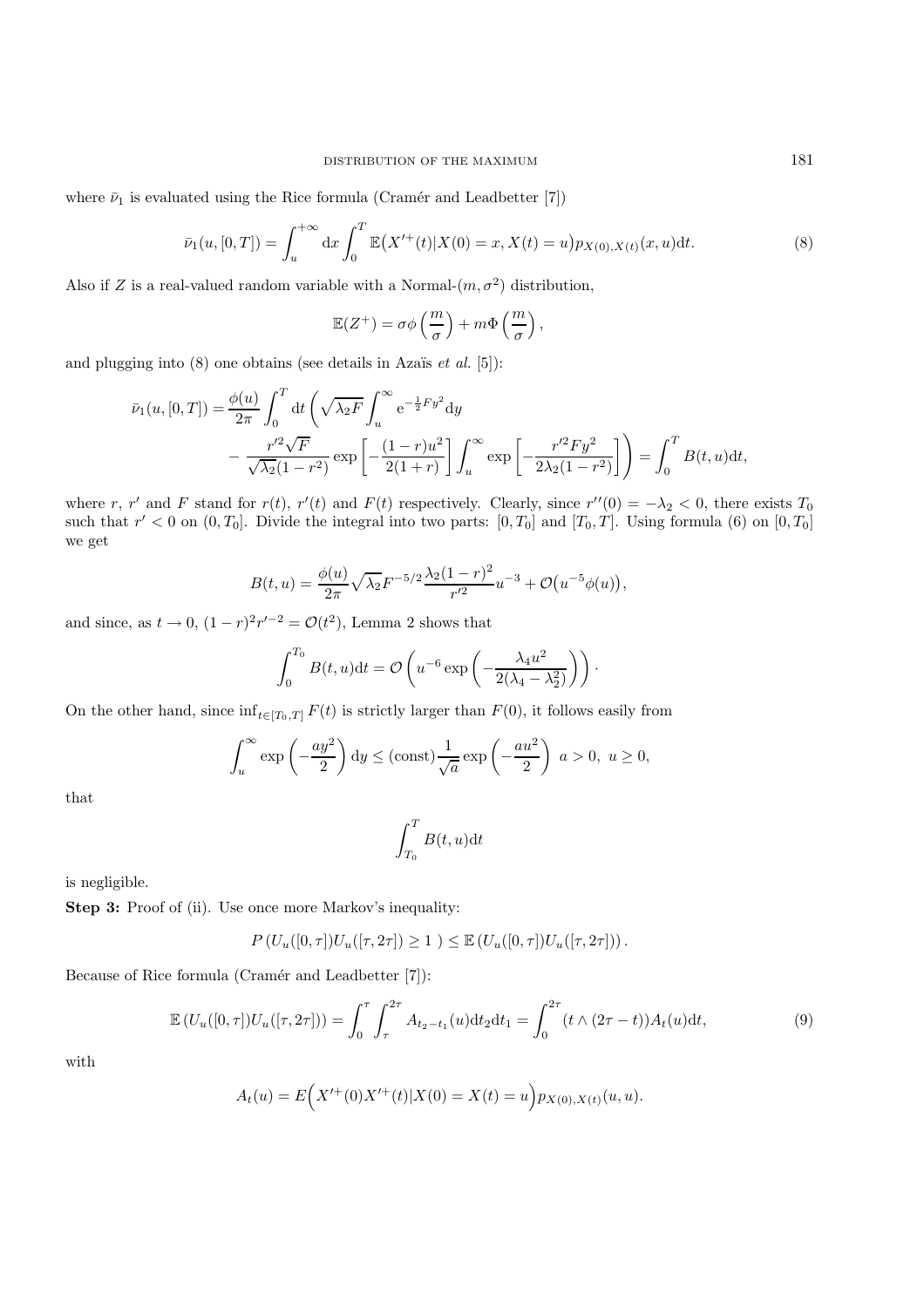where $\bar{\nu}_1$ is evaluated using the Rice formula (Cramér and Leadbetter [7])

$$\bar{\nu}_1(u,[0,T]) = \int_u^{+\infty} \mathrm{d}x \int_0^T \mathbb{E}\big(X'^{+}(t)|X(0)=x, X(t)=u\big) p_{X(0),X(t)}(x,u)\mathrm{d}t. \tag{8}$$

Also if $Z$ is a real-valued random variable with a Normal-$(m,\sigma^2)$ distribution,

$$\mathbb{E}(Z^+) = \sigma\phi\left(\frac{m}{\sigma}\right) + m\Phi\left(\frac{m}{\sigma}\right),$$

and plugging into (8) one obtains (see details in Azaïs *et al.* [5]):

$$\bar{\nu}_1(u,[0,T]) = \frac{\phi(u)}{2\pi}\int_0^T \mathrm{d}t \left(\sqrt{\lambda_2 F}\int_u^\infty \mathrm{e}^{-\frac{1}{2}Fy^2}\mathrm{d}y - \frac{r'^2\sqrt{F}}{\sqrt{\lambda_2}(1-r^2)}\exp\left[-\frac{(1-r)u^2}{2(1+r)}\right]\int_u^\infty \exp\left[-\frac{r'^2Fy^2}{2\lambda_2(1-r^2)}\right]\right) = \int_0^T B(t,u)\mathrm{d}t,$$

where $r$, $r'$ and $F$ stand for $r(t)$, $r'(t)$ and $F(t)$ respectively. Clearly, since $r''(0) = -\lambda_2 < 0$, there exists $T_0$ such that $r' < 0$ on $(0,T_0]$. Divide the integral into two parts: $[0,T_0]$ and $[T_0,T]$. Using formula (6) on $[0,T_0]$ we get

$$B(t,u) = \frac{\phi(u)}{2\pi}\sqrt{\lambda_2}F^{-5/2}\frac{\lambda_2(1-r)^2}{r'^2}u^{-3} + \mathcal{O}\big(u^{-5}\phi(u)\big),$$

and since, as $t\to 0$, $(1-r)^2r'^{-2} = \mathcal{O}(t^2)$, Lemma 2 shows that

$$\int_0^{T_0} B(t,u)\mathrm{d}t = \mathcal{O}\left(u^{-6}\exp\left(-\frac{\lambda_4 u^2}{2(\lambda_4-\lambda_2^2)}\right)\right).$$

On the other hand, since $\inf_{t\in[T_0,T]} F(t)$ is strictly larger than $F(0)$, it follows easily from

$$\int_u^\infty \exp\left(-\frac{ay^2}{2}\right)\mathrm{d}y \le (\text{const})\frac{1}{\sqrt{a}}\exp\left(-\frac{au^2}{2}\right)\ \ a>0,\ u\ge 0,$$

that

$$\int_{T_0}^T B(t,u)\mathrm{d}t$$

is negligible.

**Step 3:** Proof of (ii). Use once more Markov's inequality:

$$P\left(U_u([0,\tau])U_u([\tau,2\tau]) \ge 1\ \right) \le \mathbb{E}\left(U_u([0,\tau])U_u([\tau,2\tau])\right).$$

Because of Rice formula (Cramér and Leadbetter [7]):

$$\mathbb{E}\left(U_u([0,\tau])U_u([\tau,2\tau])\right) = \int_0^\tau\int_\tau^{2\tau} A_{t_2-t_1}(u)\mathrm{d}t_2\mathrm{d}t_1 = \int_0^{2\tau}(t\wedge(2\tau-t))A_t(u)\mathrm{d}t, \tag{9}$$

with

$$A_t(u) = E\Big(X'^{+}(0)X'^{+}(t)|X(0)=X(t)=u\Big)p_{X(0),X(t)}(u,u).$$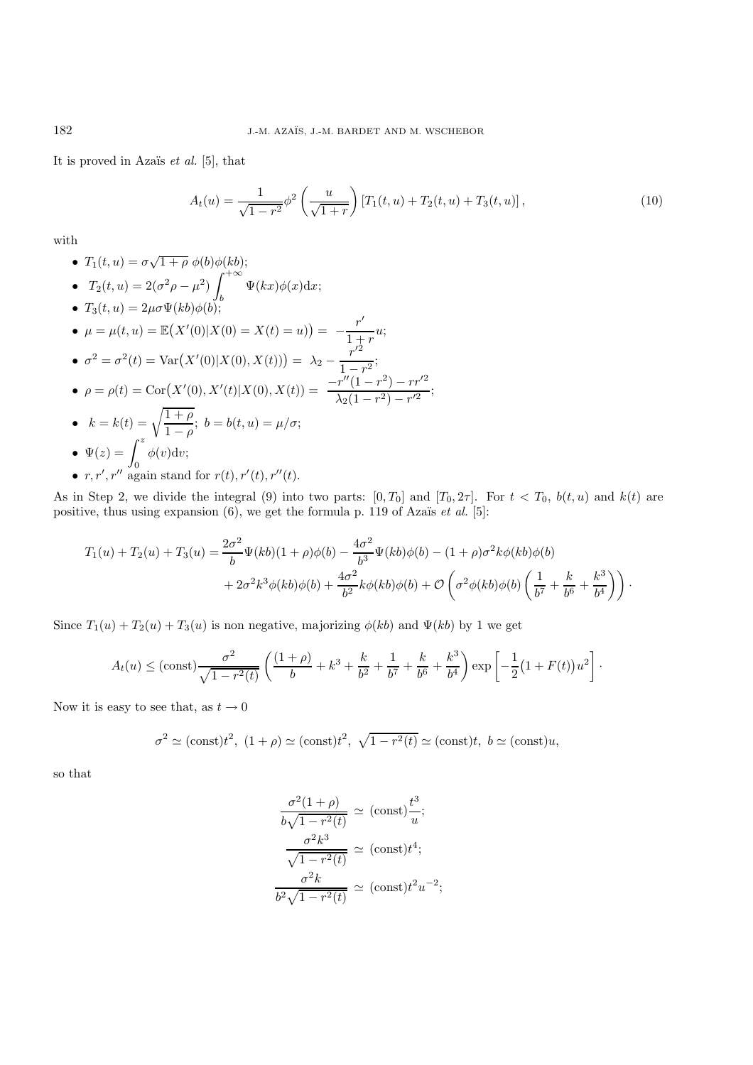It is proved in Azaïs *et al.* [5], that

$$A_t(u) = \frac{1}{\sqrt{1-r^2}}\phi^2\left(\frac{u}{\sqrt{1+r}}\right)\left[T_1(t,u)+T_2(t,u)+T_3(t,u)\right], \tag{10}$$

with

- $T_1(t,u) = \sigma\sqrt{1+\rho}\ \phi(b)\phi(kb)$;
- $T_2(t,u) = 2(\sigma^2\rho - \mu^2)\displaystyle\int_b^{+\infty}\Psi(kx)\phi(x)\mathrm{d}x$;
- $T_3(t,u) = 2\mu\sigma\Psi(kb)\phi(b)$;
- $\mu = \mu(t,u) = \mathbb{E}\big(X'(0)|X(0)=X(t)=u)\big) = -\dfrac{r'}{1+r}u$;
- $\sigma^2 = \sigma^2(t) = \mathrm{Var}\big(X'(0)|X(0),X(t)\big)\big) = \lambda_2 - \dfrac{r'^2}{1-r^2}$;
- $\rho = \rho(t) = \mathrm{Cor}\big(X'(0),X'(t)|X(0),X(t)\big) = \dfrac{-r''(1-r^2)-rr'^2}{\lambda_2(1-r^2)-r'^2}$;
- $k = k(t) = \sqrt{\dfrac{1+\rho}{1-\rho}}$; $b = b(t,u) = \mu/\sigma$;
- $\Psi(z) = \displaystyle\int_0^z \phi(v)\mathrm{d}v$;
- $r, r', r''$ again stand for $r(t), r'(t), r''(t)$.

As in Step 2, we divide the integral (9) into two parts: $[0,T_0]$ and $[T_0, 2\tau]$. For $t < T_0$, $b(t,u)$ and $k(t)$ are positive, thus using expansion (6), we get the formula p. 119 of Azaïs *et al.* [5]:

$$\begin{aligned}T_1(u)+T_2(u)+T_3(u) = {} & \frac{2\sigma^2}{b}\Psi(kb)(1+\rho)\phi(b) - \frac{4\sigma^2}{b^3}\Psi(kb)\phi(b) - (1+\rho)\sigma^2 k\phi(kb)\phi(b) \\ & + 2\sigma^2k^3\phi(kb)\phi(b) + \frac{4\sigma^2}{b^2}k\phi(kb)\phi(b) + \mathcal{O}\left(\sigma^2\phi(kb)\phi(b)\left(\frac{1}{b^7}+\frac{k}{b^6}+\frac{k^3}{b^4}\right)\right).\end{aligned}$$

Since $T_1(u)+T_2(u)+T_3(u)$ is non negative, majorizing $\phi(kb)$ and $\Psi(kb)$ by 1 we get

$$A_t(u) \le (\mathrm{const})\frac{\sigma^2}{\sqrt{1-r^2(t)}}\left(\frac{(1+\rho)}{b} + k^3 + \frac{k}{b^2} + \frac{1}{b^7} + \frac{k}{b^6} + \frac{k^3}{b^4}\right)\exp\left[-\frac{1}{2}\big(1+F(t)\big)u^2\right].$$

Now it is easy to see that, as $t \to 0$

$$\sigma^2 \simeq (\mathrm{const})t^2,\ (1+\rho) \simeq (\mathrm{const})t^2,\ \sqrt{1-r^2(t)} \simeq (\mathrm{const})t,\ b \simeq (\mathrm{const})u,$$

so that

$$\begin{aligned}\frac{\sigma^2(1+\rho)}{b\sqrt{1-r^2(t)}} &\simeq (\mathrm{const})\frac{t^3}{u};\\ \frac{\sigma^2k^3}{\sqrt{1-r^2(t)}} &\simeq (\mathrm{const})t^4;\\ \frac{\sigma^2 k}{b^2\sqrt{1-r^2(t)}} &\simeq (\mathrm{const})t^2u^{-2};\end{aligned}$$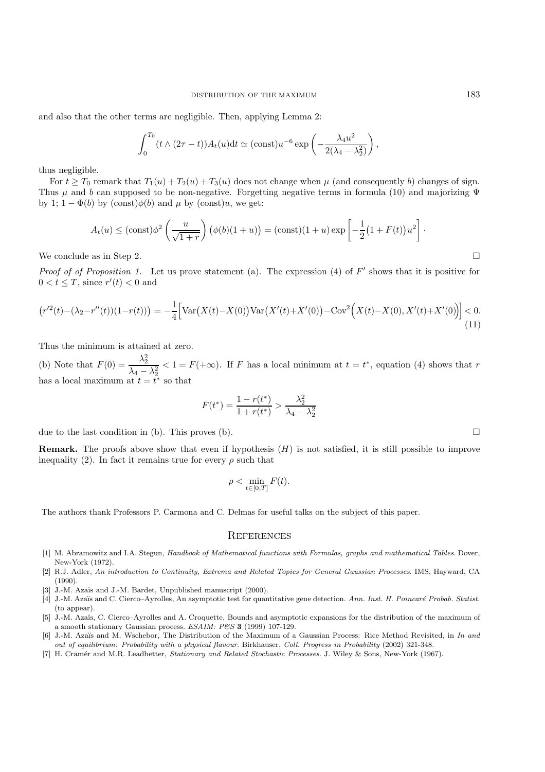and also that the other terms are negligible. Then, applying Lemma 2:

$$\int_0^{T_0} (t \wedge (2\tau - t)) A_t(u) \mathrm{d}t \simeq (\text{const}) u^{-6} \exp\left(-\frac{\lambda_4 u^2}{2(\lambda_4 - \lambda_2^2)}\right),$$

thus negligible.

For $t \geq T_0$ remark that $T_1(u) + T_2(u) + T_3(u)$ does not change when $\mu$ (and consequently $b$) changes of sign. Thus $\mu$ and $b$ can supposed to be non-negative. Forgetting negative terms in formula (10) and majorizing $\Psi$ by 1; $1 - \Phi(b)$ by $(\text{const})\phi(b)$ and $\mu$ by $(\text{const})u$, we get:

$$A_t(u) \leq (\text{const})\phi^2\left(\frac{u}{\sqrt{1+r}}\right)\big(\phi(b)(1+u)\big) = (\text{const})(1+u)\exp\left[-\frac{1}{2}\big(1+F(t)\big)u^2\right] \cdot$$

We conclude as in Step 2. □

*Proof of of Proposition 1.* Let us prove statement (a). The expression (4) of $F'$ shows that it is positive for $0 < t \leq T$, since $r'(t) < 0$ and

$$\big(r'^2(t) - (\lambda_2 - r''(t))(1 - r(t))\big) = -\frac{1}{4}\Big[\mathrm{Var}\big(X(t) - X(0)\big)\mathrm{Var}\big(X'(t) + X'(0)\big) - \mathrm{Cov}^2\Big(X(t) - X(0), X'(t) + X'(0)\Big)\Big] < 0. \tag{11}$$

Thus the minimum is attained at zero.

(b) Note that $F(0) = \dfrac{\lambda_2^2}{\lambda_4 - \lambda_2^2} < 1 = F(+\infty)$. If $F$ has a local minimum at $t = t^*$, equation (4) shows that $r$ has a local maximum at $t = t^*$ so that

$$F(t^*) = \frac{1 - r(t^*)}{1 + r(t^*)} > \frac{\lambda_2^2}{\lambda_4 - \lambda_2^2}$$

due to the last condition in (b). This proves (b). □

**Remark.** The proofs above show that even if hypothesis $(H)$ is not satisfied, it is still possible to improve inequality (2). In fact it remains true for every $\rho$ such that

$$\rho < \min_{t \in [0,T]} F(t).$$

The authors thank Professors P. Carmona and C. Delmas for useful talks on the subject of this paper.

## References

[1] M. Abramowitz and I.A. Stegun, *Handbook of Mathematical functions with Formulas, graphs and mathematical Tables*. Dover, New-York (1972).

[2] R.J. Adler, *An introduction to Continuity, Extrema and Related Topics for General Gaussian Processes*. IMS, Hayward, CA (1990).

[3] J.-M. Azaïs and J.-M. Bardet, Unpublished manuscript (2000).

[4] J.-M. Azaïs and C. Cierco–Ayrolles, An asymptotic test for quantitative gene detection. *Ann. Inst. H. Poincaré Probab. Statist.* (to appear).

[5] J.-M. Azaïs, C. Cierco–Ayrolles and A. Croquette, Bounds and asymptotic expansions for the distribution of the maximum of a smooth stationary Gaussian process. *ESAIM: P&S* **3** (1999) 107-129.

[6] J.-M. Azaïs and M. Wschebor, The Distribution of the Maximum of a Gaussian Process: Rice Method Revisited, in *In and out of equilibrium: Probability with a physical flavour*. Birkhauser, *Coll. Progress in Probability* (2002) 321-348.

[7] H. Cramér and M.R. Leadbetter, *Stationary and Related Stochastic Processes*. J. Wiley & Sons, New-York (1967).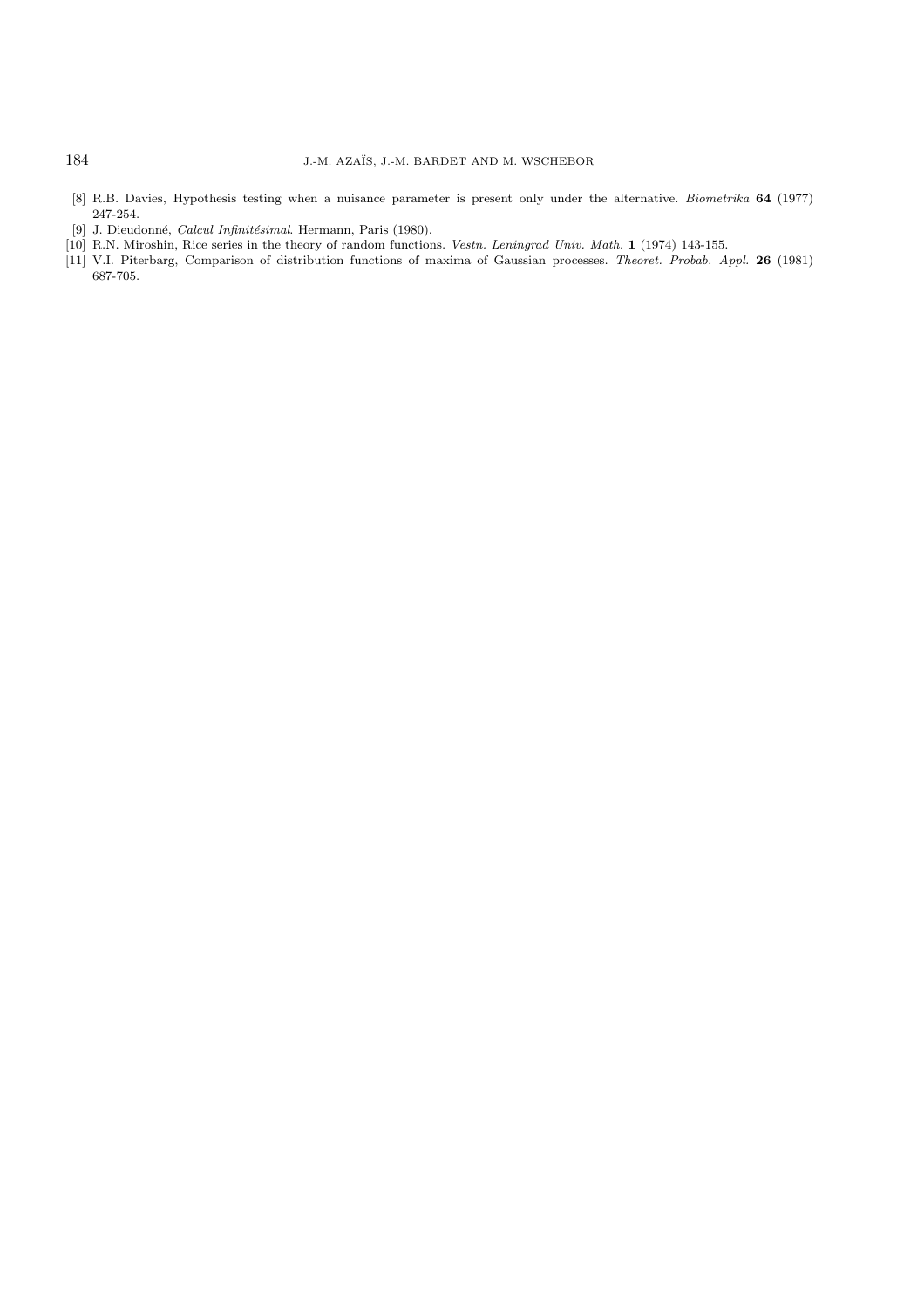[8] R.B. Davies, Hypothesis testing when a nuisance parameter is present only under the alternative. *Biometrika* **64** (1977) 247-254.

[9] J. Dieudonné, *Calcul Infinitésimal*. Hermann, Paris (1980).

[10] R.N. Miroshin, Rice series in the theory of random functions. *Vestn. Leningrad Univ. Math.* **1** (1974) 143-155.

[11] V.I. Piterbarg, Comparison of distribution functions of maxima of Gaussian processes. *Theoret. Probab. Appl.* **26** (1981) 687-705.